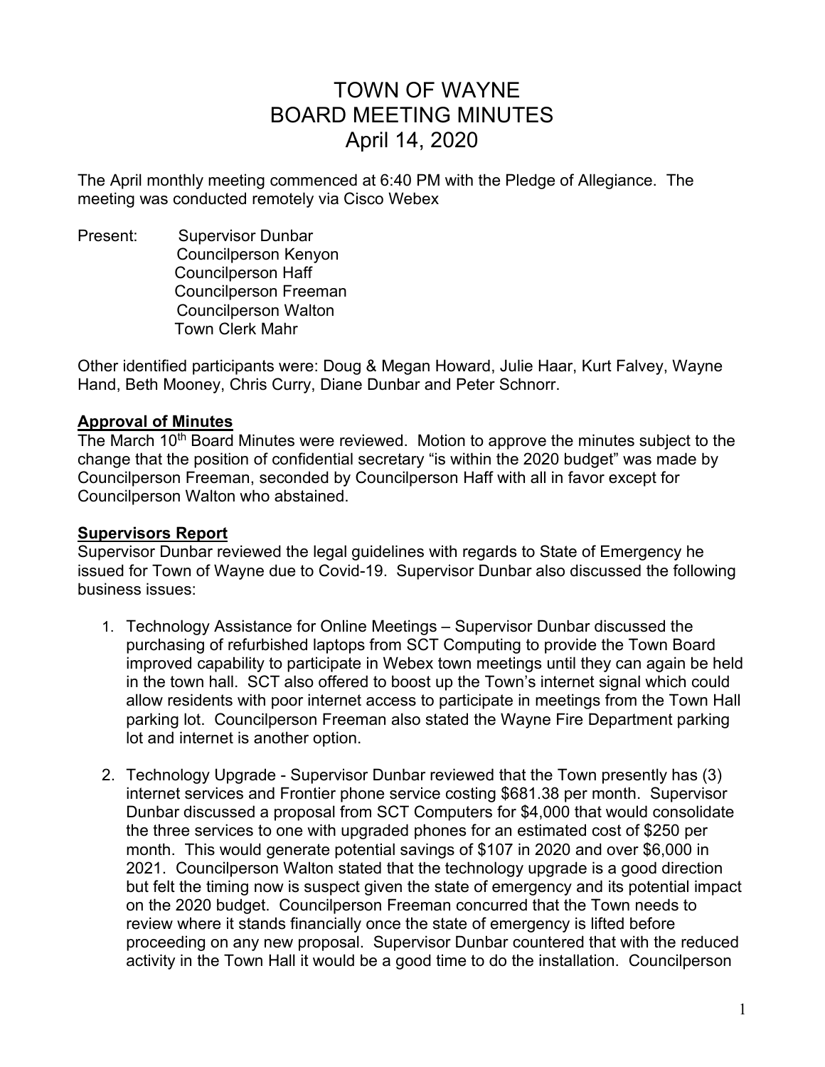# TOWN OF WAYNE
# BOARD MEETING MINUTES
# April 14, 2020

The April monthly meeting commenced at 6:40 PM with the Pledge of Allegiance. The meeting was conducted remotely via Cisco Webex

Present: Supervisor Dunbar
Councilperson Kenyon
Councilperson Haff
Councilperson Freeman
Councilperson Walton
Town Clerk Mahr

Other identified participants were: Doug & Megan Howard, Julie Haar, Kurt Falvey, Wayne Hand, Beth Mooney, Chris Curry, Diane Dunbar and Peter Schnorr.

**Approval of Minutes**

The March 10th Board Minutes were reviewed. Motion to approve the minutes subject to the change that the position of confidential secretary "is within the 2020 budget" was made by Councilperson Freeman, seconded by Councilperson Haff with all in favor except for Councilperson Walton who abstained.

**Supervisors Report**

Supervisor Dunbar reviewed the legal guidelines with regards to State of Emergency he issued for Town of Wayne due to Covid-19. Supervisor Dunbar also discussed the following business issues:

1. Technology Assistance for Online Meetings – Supervisor Dunbar discussed the purchasing of refurbished laptops from SCT Computing to provide the Town Board improved capability to participate in Webex town meetings until they can again be held in the town hall. SCT also offered to boost up the Town's internet signal which could allow residents with poor internet access to participate in meetings from the Town Hall parking lot. Councilperson Freeman also stated the Wayne Fire Department parking lot and internet is another option.

2. Technology Upgrade - Supervisor Dunbar reviewed that the Town presently has (3) internet services and Frontier phone service costing $681.38 per month. Supervisor Dunbar discussed a proposal from SCT Computers for $4,000 that would consolidate the three services to one with upgraded phones for an estimated cost of $250 per month. This would generate potential savings of $107 in 2020 and over $6,000 in 2021. Councilperson Walton stated that the technology upgrade is a good direction but felt the timing now is suspect given the state of emergency and its potential impact on the 2020 budget. Councilperson Freeman concurred that the Town needs to review where it stands financially once the state of emergency is lifted before proceeding on any new proposal. Supervisor Dunbar countered that with the reduced activity in the Town Hall it would be a good time to do the installation. Councilperson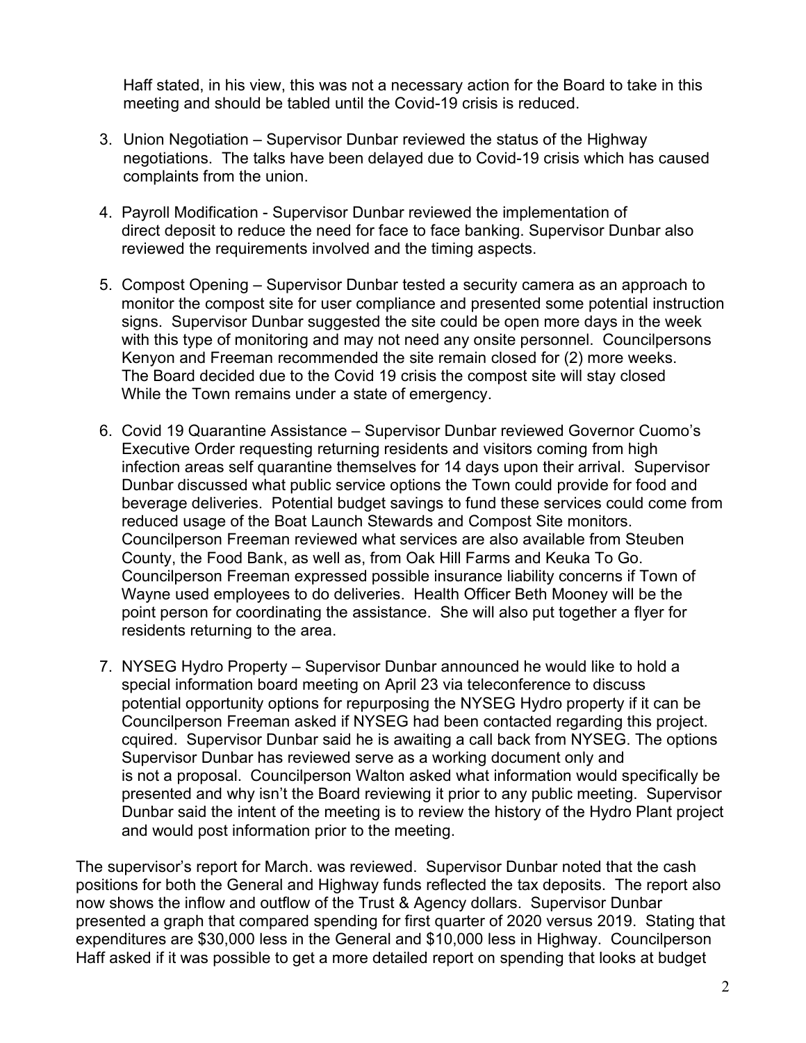Haff stated, in his view, this was not a necessary action for the Board to take in this meeting and should be tabled until the Covid-19 crisis is reduced.

3. Union Negotiation – Supervisor Dunbar reviewed the status of the Highway negotiations. The talks have been delayed due to Covid-19 crisis which has caused complaints from the union.

4. Payroll Modification - Supervisor Dunbar reviewed the implementation of direct deposit to reduce the need for face to face banking. Supervisor Dunbar also reviewed the requirements involved and the timing aspects.

5. Compost Opening – Supervisor Dunbar tested a security camera as an approach to monitor the compost site for user compliance and presented some potential instruction signs. Supervisor Dunbar suggested the site could be open more days in the week with this type of monitoring and may not need any onsite personnel. Councilpersons Kenyon and Freeman recommended the site remain closed for (2) more weeks. The Board decided due to the Covid 19 crisis the compost site will stay closed While the Town remains under a state of emergency.

6. Covid 19 Quarantine Assistance – Supervisor Dunbar reviewed Governor Cuomo's Executive Order requesting returning residents and visitors coming from high infection areas self quarantine themselves for 14 days upon their arrival. Supervisor Dunbar discussed what public service options the Town could provide for food and beverage deliveries. Potential budget savings to fund these services could come from reduced usage of the Boat Launch Stewards and Compost Site monitors. Councilperson Freeman reviewed what services are also available from Steuben County, the Food Bank, as well as, from Oak Hill Farms and Keuka To Go. Councilperson Freeman expressed possible insurance liability concerns if Town of Wayne used employees to do deliveries. Health Officer Beth Mooney will be the point person for coordinating the assistance. She will also put together a flyer for residents returning to the area.

7. NYSEG Hydro Property – Supervisor Dunbar announced he would like to hold a special information board meeting on April 23 via teleconference to discuss potential opportunity options for repurposing the NYSEG Hydro property if it can be Councilperson Freeman asked if NYSEG had been contacted regarding this project. cquired. Supervisor Dunbar said he is awaiting a call back from NYSEG. The options Supervisor Dunbar has reviewed serve as a working document only and is not a proposal. Councilperson Walton asked what information would specifically be presented and why isn't the Board reviewing it prior to any public meeting. Supervisor Dunbar said the intent of the meeting is to review the history of the Hydro Plant project and would post information prior to the meeting.

The supervisor's report for March. was reviewed. Supervisor Dunbar noted that the cash positions for both the General and Highway funds reflected the tax deposits. The report also now shows the inflow and outflow of the Trust & Agency dollars. Supervisor Dunbar presented a graph that compared spending for first quarter of 2020 versus 2019. Stating that expenditures are $30,000 less in the General and $10,000 less in Highway. Councilperson Haff asked if it was possible to get a more detailed report on spending that looks at budget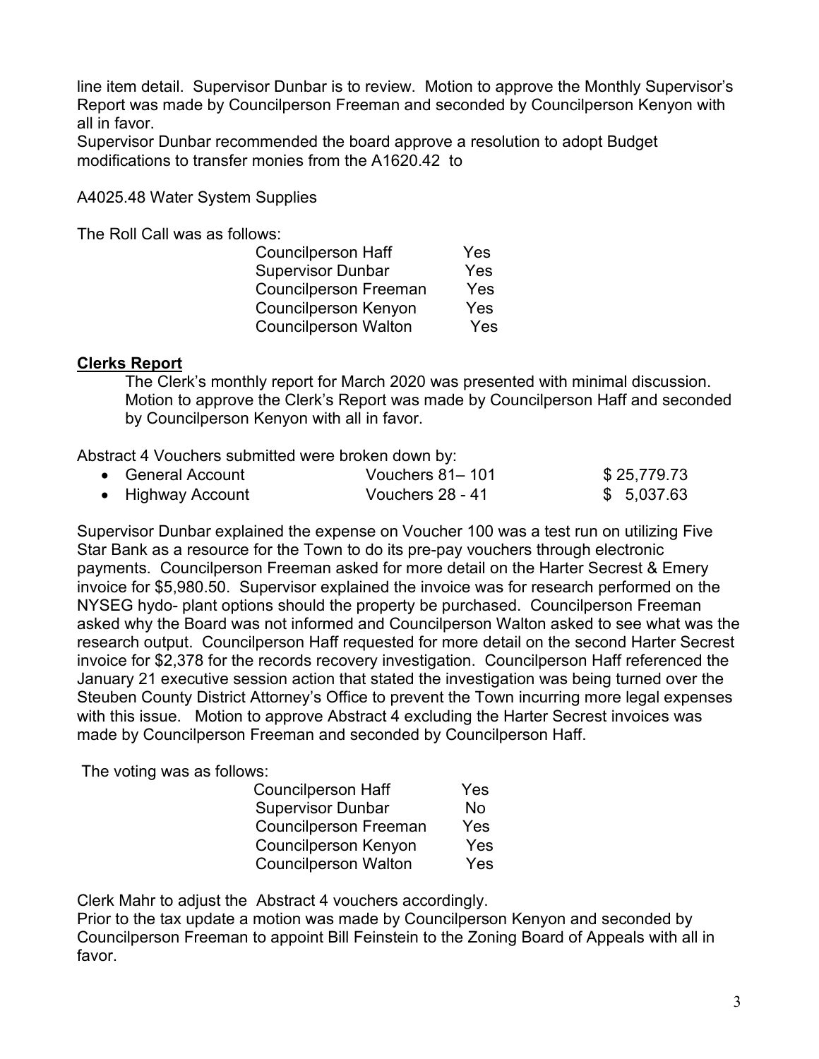line item detail. Supervisor Dunbar is to review. Motion to approve the Monthly Supervisor's Report was made by Councilperson Freeman and seconded by Councilperson Kenyon with all in favor.
Supervisor Dunbar recommended the board approve a resolution to adopt Budget modifications to transfer monies from the A1620.42 to

A4025.48 Water System Supplies

The Roll Call was as follows:

| | |
|---|---|
| Councilperson Haff | Yes |
| Supervisor Dunbar | Yes |
| Councilperson Freeman | Yes |
| Councilperson Kenyon | Yes |
| Councilperson Walton | Yes |

**Clerks Report**

The Clerk's monthly report for March 2020 was presented with minimal discussion. Motion to approve the Clerk's Report was made by Councilperson Haff and seconded by Councilperson Kenyon with all in favor.

Abstract 4 Vouchers submitted were broken down by:

| | | |
|---|---|---|
| • General Account | Vouchers 81– 101 | $ 25,779.73 |
| • Highway Account | Vouchers 28 - 41 | $ 5,037.63 |

Supervisor Dunbar explained the expense on Voucher 100 was a test run on utilizing Five Star Bank as a resource for the Town to do its pre-pay vouchers through electronic payments. Councilperson Freeman asked for more detail on the Harter Secrest & Emery invoice for $5,980.50. Supervisor explained the invoice was for research performed on the NYSEG hydo- plant options should the property be purchased. Councilperson Freeman asked why the Board was not informed and Councilperson Walton asked to see what was the research output. Councilperson Haff requested for more detail on the second Harter Secrest invoice for $2,378 for the records recovery investigation. Councilperson Haff referenced the January 21 executive session action that stated the investigation was being turned over the Steuben County District Attorney's Office to prevent the Town incurring more legal expenses with this issue. Motion to approve Abstract 4 excluding the Harter Secrest invoices was made by Councilperson Freeman and seconded by Councilperson Haff.

The voting was as follows:

| | |
|---|---|
| Councilperson Haff | Yes |
| Supervisor Dunbar | No |
| Councilperson Freeman | Yes |
| Councilperson Kenyon | Yes |
| Councilperson Walton | Yes |

Clerk Mahr to adjust the Abstract 4 vouchers accordingly.
Prior to the tax update a motion was made by Councilperson Kenyon and seconded by Councilperson Freeman to appoint Bill Feinstein to the Zoning Board of Appeals with all in favor.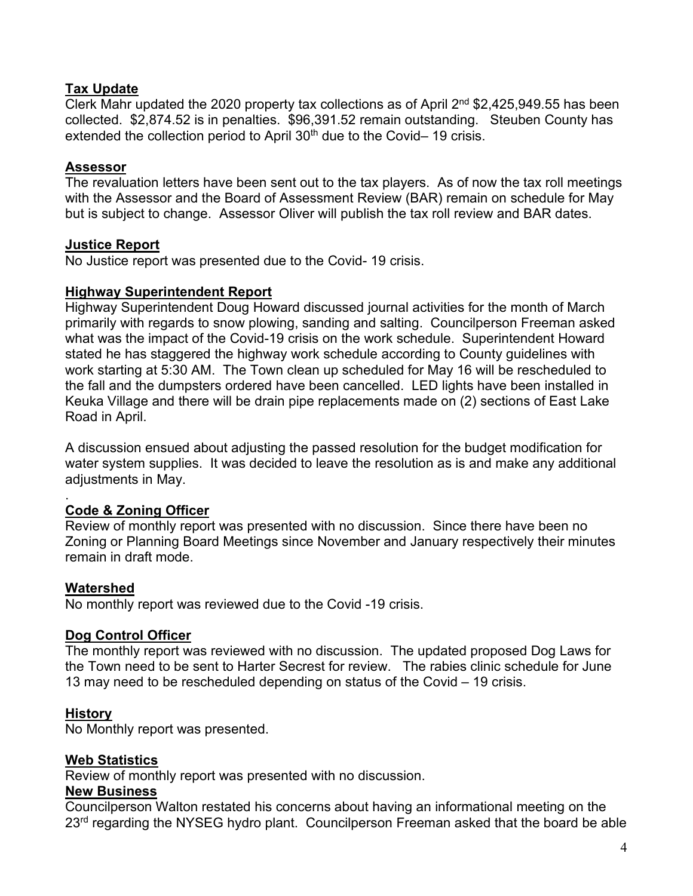**Tax Update**

Clerk Mahr updated the 2020 property tax collections as of April 2nd $2,425,949.55 has been collected. $2,874.52 is in penalties. $96,391.52 remain outstanding. Steuben County has extended the collection period to April 30th due to the Covid– 19 crisis.

**Assessor**

The revaluation letters have been sent out to the tax players. As of now the tax roll meetings with the Assessor and the Board of Assessment Review (BAR) remain on schedule for May but is subject to change. Assessor Oliver will publish the tax roll review and BAR dates.

**Justice Report**

No Justice report was presented due to the Covid- 19 crisis.

**Highway Superintendent Report**

Highway Superintendent Doug Howard discussed journal activities for the month of March primarily with regards to snow plowing, sanding and salting. Councilperson Freeman asked what was the impact of the Covid-19 crisis on the work schedule. Superintendent Howard stated he has staggered the highway work schedule according to County guidelines with work starting at 5:30 AM. The Town clean up scheduled for May 16 will be rescheduled to the fall and the dumpsters ordered have been cancelled. LED lights have been installed in Keuka Village and there will be drain pipe replacements made on (2) sections of East Lake Road in April.

A discussion ensued about adjusting the passed resolution for the budget modification for water system supplies. It was decided to leave the resolution as is and make any additional adjustments in May.

.

**Code & Zoning Officer**

Review of monthly report was presented with no discussion. Since there have been no Zoning or Planning Board Meetings since November and January respectively their minutes remain in draft mode.

**Watershed**

No monthly report was reviewed due to the Covid -19 crisis.

**Dog Control Officer**

The monthly report was reviewed with no discussion. The updated proposed Dog Laws for the Town need to be sent to Harter Secrest for review. The rabies clinic schedule for June 13 may need to be rescheduled depending on status of the Covid – 19 crisis.

**History**

No Monthly report was presented.

**Web Statistics**

Review of monthly report was presented with no discussion.

**New Business**

Councilperson Walton restated his concerns about having an informational meeting on the 23rd regarding the NYSEG hydro plant. Councilperson Freeman asked that the board be able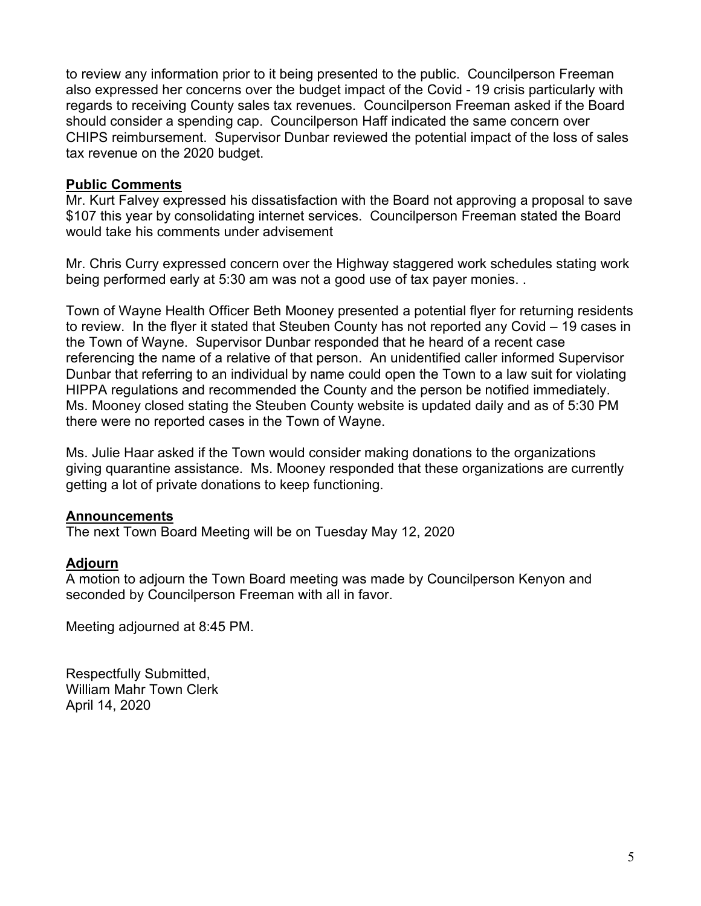to review any information prior to it being presented to the public. Councilperson Freeman also expressed her concerns over the budget impact of the Covid - 19 crisis particularly with regards to receiving County sales tax revenues. Councilperson Freeman asked if the Board should consider a spending cap. Councilperson Haff indicated the same concern over CHIPS reimbursement. Supervisor Dunbar reviewed the potential impact of the loss of sales tax revenue on the 2020 budget.

**Public Comments**

Mr. Kurt Falvey expressed his dissatisfaction with the Board not approving a proposal to save $107 this year by consolidating internet services. Councilperson Freeman stated the Board would take his comments under advisement

Mr. Chris Curry expressed concern over the Highway staggered work schedules stating work being performed early at 5:30 am was not a good use of tax payer monies. .

Town of Wayne Health Officer Beth Mooney presented a potential flyer for returning residents to review. In the flyer it stated that Steuben County has not reported any Covid – 19 cases in the Town of Wayne. Supervisor Dunbar responded that he heard of a recent case referencing the name of a relative of that person. An unidentified caller informed Supervisor Dunbar that referring to an individual by name could open the Town to a law suit for violating HIPPA regulations and recommended the County and the person be notified immediately. Ms. Mooney closed stating the Steuben County website is updated daily and as of 5:30 PM there were no reported cases in the Town of Wayne.

Ms. Julie Haar asked if the Town would consider making donations to the organizations giving quarantine assistance. Ms. Mooney responded that these organizations are currently getting a lot of private donations to keep functioning.

**Announcements**

The next Town Board Meeting will be on Tuesday May 12, 2020

**Adjourn**

A motion to adjourn the Town Board meeting was made by Councilperson Kenyon and seconded by Councilperson Freeman with all in favor.

Meeting adjourned at 8:45 PM.

Respectfully Submitted,
William Mahr Town Clerk
April 14, 2020